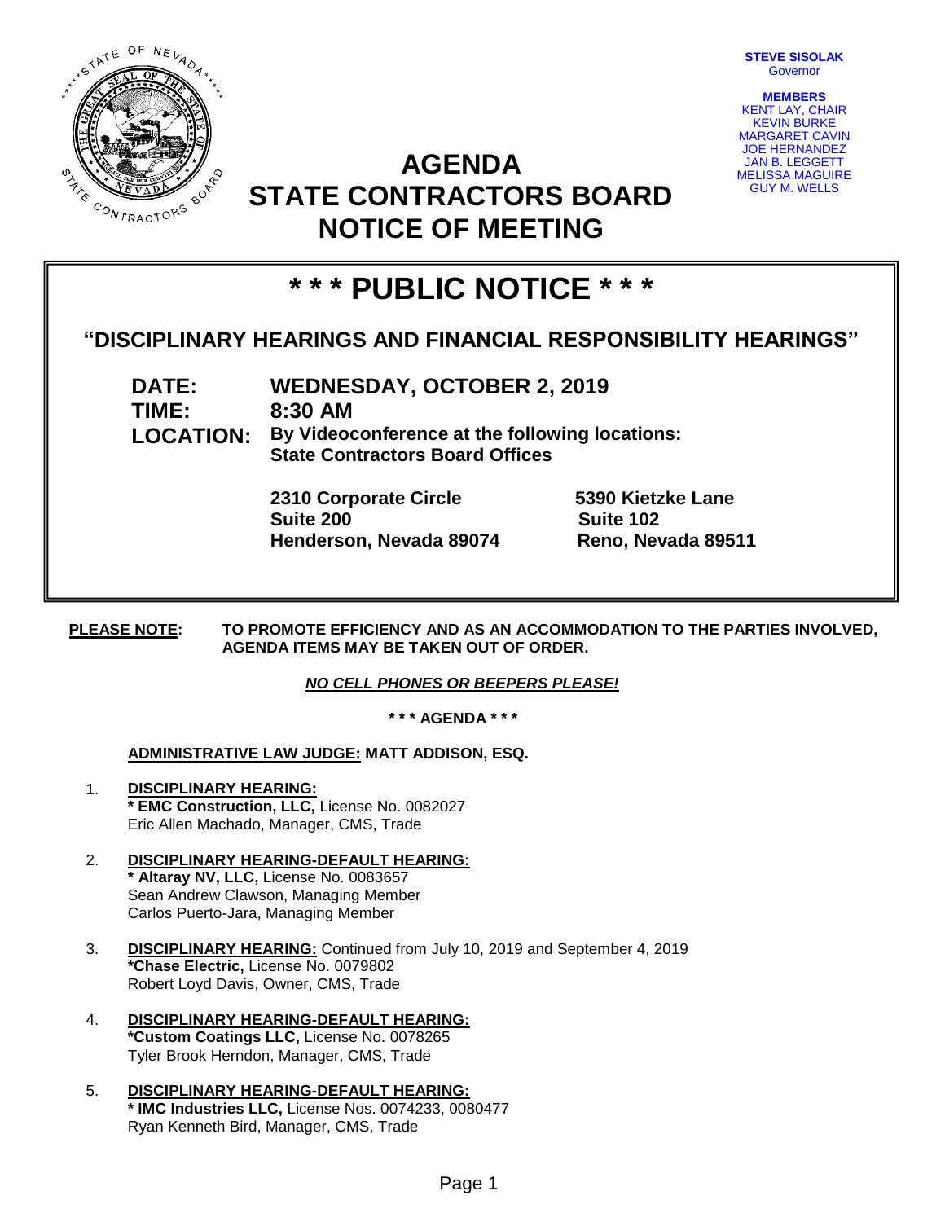**STEVE SISOLAK**
Governor

**MEMBERS**
KENT LAY, CHAIR
KEVIN BURKE
MARGARET CAVIN
JOE HERNANDEZ
JAN B. LEGGETT
MELISSA MAGUIRE
GUY M. WELLS

# AGENDA
# STATE CONTRACTORS BOARD
# NOTICE OF MEETING

## * * * PUBLIC NOTICE * * *

### "DISCIPLINARY HEARINGS AND FINANCIAL RESPONSIBILITY HEARINGS"

**DATE:** WEDNESDAY, OCTOBER 2, 2019
**TIME:** 8:30 AM
**LOCATION:** By Videoconference at the following locations:
State Contractors Board Offices

**2310 Corporate Circle**
**Suite 200**
**Henderson, Nevada 89074**

**5390 Kietzke Lane**
**Suite 102**
**Reno, Nevada 89511**

**PLEASE NOTE:** **TO PROMOTE EFFICIENCY AND AS AN ACCOMMODATION TO THE PARTIES INVOLVED, AGENDA ITEMS MAY BE TAKEN OUT OF ORDER.**

***NO CELL PHONES OR BEEPERS PLEASE!***

**\* \* \* AGENDA \* \* \***

**ADMINISTRATIVE LAW JUDGE: MATT ADDISON, ESQ.**

1. **DISCIPLINARY HEARING:**
   **\* EMC Construction, LLC,** License No. 0082027
   Eric Allen Machado, Manager, CMS, Trade

2. **DISCIPLINARY HEARING-DEFAULT HEARING:**
   **\* Altaray NV, LLC,** License No. 0083657
   Sean Andrew Clawson, Managing Member
   Carlos Puerto-Jara, Managing Member

3. **DISCIPLINARY HEARING:** Continued from July 10, 2019 and September 4, 2019
   **\*Chase Electric,** License No. 0079802
   Robert Loyd Davis, Owner, CMS, Trade

4. **DISCIPLINARY HEARING-DEFAULT HEARING:**
   **\*Custom Coatings LLC,** License No. 0078265
   Tyler Brook Herndon, Manager, CMS, Trade

5. **DISCIPLINARY HEARING-DEFAULT HEARING:**
   **\* IMC Industries LLC,** License Nos. 0074233, 0080477
   Ryan Kenneth Bird, Manager, CMS, Trade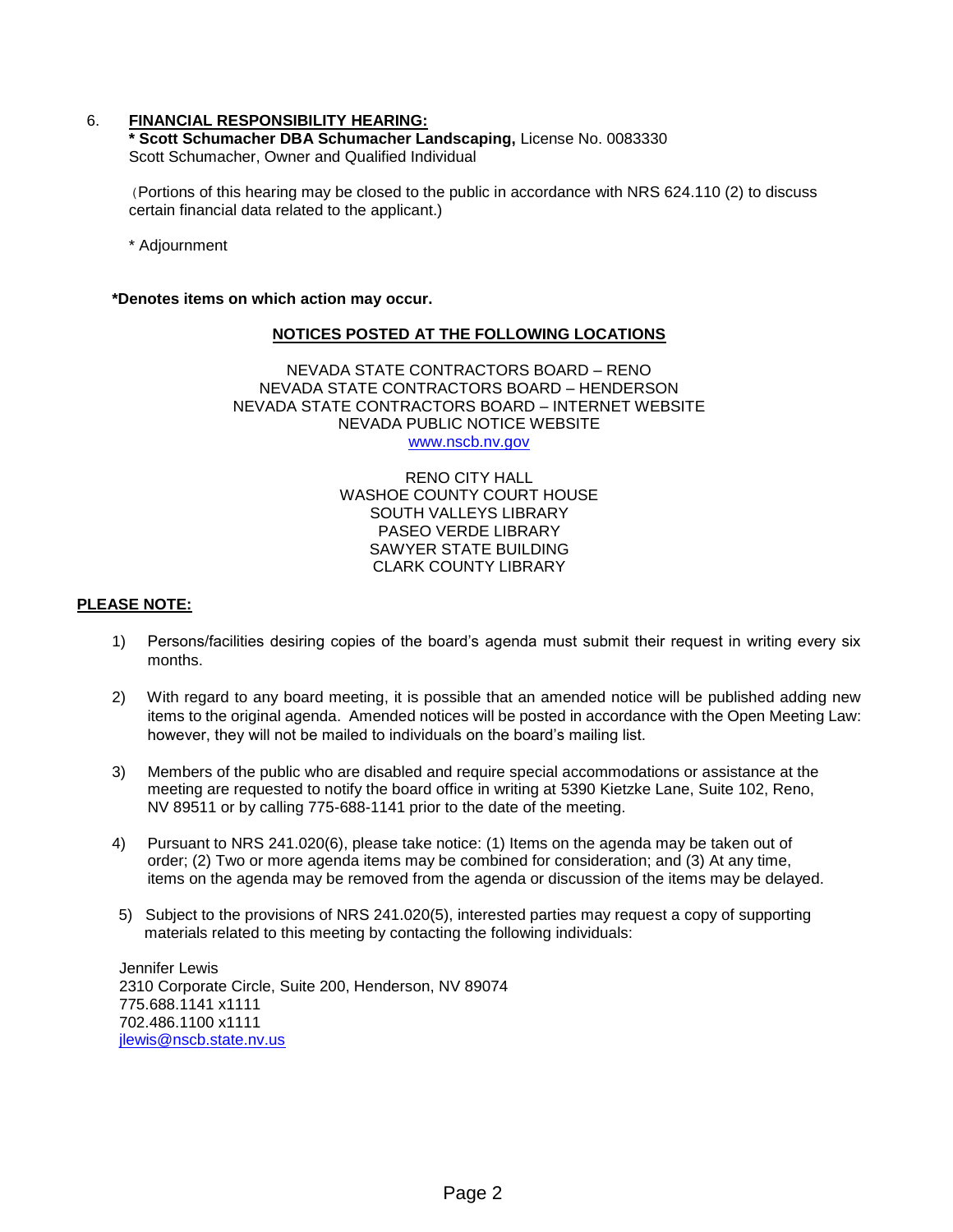6. **FINANCIAL RESPONSIBILITY HEARING:**
   **\* Scott Schumacher DBA Schumacher Landscaping,** License No. 0083330
   Scott Schumacher, Owner and Qualified Individual

   (Portions of this hearing may be closed to the public in accordance with NRS 624.110 (2) to discuss certain financial data related to the applicant.)

   \* Adjournment

**\*Denotes items on which action may occur.**

**NOTICES POSTED AT THE FOLLOWING LOCATIONS**

NEVADA STATE CONTRACTORS BOARD – RENO
NEVADA STATE CONTRACTORS BOARD – HENDERSON
NEVADA STATE CONTRACTORS BOARD – INTERNET WEBSITE
NEVADA PUBLIC NOTICE WEBSITE
www.nscb.nv.gov

RENO CITY HALL
WASHOE COUNTY COURT HOUSE
SOUTH VALLEYS LIBRARY
PASEO VERDE LIBRARY
SAWYER STATE BUILDING
CLARK COUNTY LIBRARY

**PLEASE NOTE:**

1) Persons/facilities desiring copies of the board's agenda must submit their request in writing every six months.

2) With regard to any board meeting, it is possible that an amended notice will be published adding new items to the original agenda. Amended notices will be posted in accordance with the Open Meeting Law: however, they will not be mailed to individuals on the board's mailing list.

3) Members of the public who are disabled and require special accommodations or assistance at the meeting are requested to notify the board office in writing at 5390 Kietzke Lane, Suite 102, Reno, NV 89511 or by calling 775-688-1141 prior to the date of the meeting.

4) Pursuant to NRS 241.020(6), please take notice: (1) Items on the agenda may be taken out of order; (2) Two or more agenda items may be combined for consideration; and (3) At any time, items on the agenda may be removed from the agenda or discussion of the items may be delayed.

5) Subject to the provisions of NRS 241.020(5), interested parties may request a copy of supporting materials related to this meeting by contacting the following individuals:

Jennifer Lewis
2310 Corporate Circle, Suite 200, Henderson, NV 89074
775.688.1141 x1111
702.486.1100 x1111
jlewis@nscb.state.nv.us